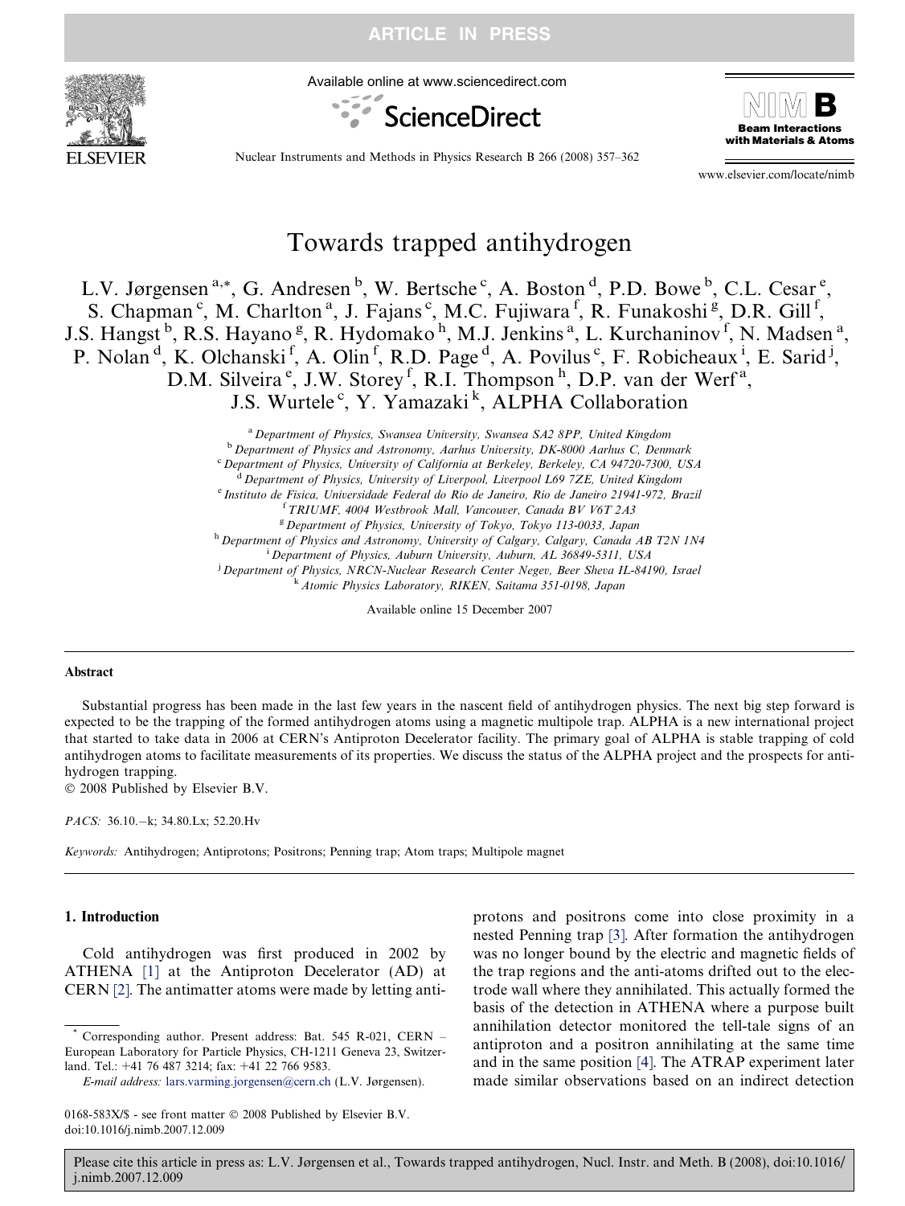# Towards trapped antihydrogen

L.V. Jørgensen [a,*], G. Andresen [b], W. Bertsche [c], A. Boston [d], P.D. Bowe [b], C.L. Cesar [e], S. Chapman [c], M. Charlton [a], J. Fajans [c], M.C. Fujiwara [f], R. Funakoshi [g], D.R. Gill [f], J.S. Hangst [b], R.S. Hayano [g], R. Hydomako [h], M.J. Jenkins [a], L. Kurchaninov [f], N. Madsen [a], P. Nolan [d], K. Olchanski [f], A. Olin [f], R.D. Page [d], A. Povilus [c], F. Robicheaux [i], E. Sarid [j], D.M. Silveira [e], J.W. Storey [f], R.I. Thompson [h], D.P. van der Werf [a], J.S. Wurtele [c], Y. Yamazaki [k], ALPHA Collaboration

[a] *Department of Physics, Swansea University, Swansea SA2 8PP, United Kingdom*
[b] *Department of Physics and Astronomy, Aarhus University, DK-8000 Aarhus C, Denmark*
[c] *Department of Physics, University of California at Berkeley, Berkeley, CA 94720-7300, USA*
[d] *Department of Physics, University of Liverpool, Liverpool L69 7ZE, United Kingdom*
[e] *Instituto de Fisica, Universidade Federal do Rio de Janeiro, Rio de Janeiro 21941-972, Brazil*
[f] *TRIUMF, 4004 Westbrook Mall, Vancouver, Canada BV V6T 2A3*
[g] *Department of Physics, University of Tokyo, Tokyo 113-0033, Japan*
[h] *Department of Physics and Astronomy, University of Calgary, Calgary, Canada AB T2N 1N4*
[i] *Department of Physics, Auburn University, Auburn, AL 36849-5311, USA*
[j] *Department of Physics, NRCN-Nuclear Research Center Negev, Beer Sheva IL-84190, Israel*
[k] *Atomic Physics Laboratory, RIKEN, Saitama 351-0198, Japan*

Available online 15 December 2007

## Abstract

Substantial progress has been made in the last few years in the nascent field of antihydrogen physics. The next big step forward is expected to be the trapping of the formed antihydrogen atoms using a magnetic multipole trap. ALPHA is a new international project that started to take data in 2006 at CERN's Antiproton Decelerator facility. The primary goal of ALPHA is stable trapping of cold antihydrogen atoms to facilitate measurements of its properties. We discuss the status of the ALPHA project and the prospects for antihydrogen trapping.

© 2008 Published by Elsevier B.V.

*PACS:* 36.10.−k; 34.80.Lx; 52.20.Hv

*Keywords:* Antihydrogen; Antiprotons; Positrons; Penning trap; Atom traps; Multipole magnet

## 1. Introduction

Cold antihydrogen was first produced in 2002 by ATHENA [1] at the Antiproton Decelerator (AD) at CERN [2]. The antimatter atoms were made by letting antiprotons and positrons come into close proximity in a nested Penning trap [3]. After formation the antihydrogen was no longer bound by the electric and magnetic fields of the trap regions and the anti-atoms drifted out to the electrode wall where they annihilated. This actually formed the basis of the detection in ATHENA where a purpose built annihilation detector monitored the tell-tale signs of an antiproton and a positron annihilating at the same time and in the same position [4]. The ATRAP experiment later made similar observations based on an indirect detection

* Corresponding author. Present address: Bat. 545 R-021, CERN – European Laboratory for Particle Physics, CH-1211 Geneva 23, Switzerland. Tel.: +41 76 487 3214; fax: +41 22 766 9583.

*E-mail address:* lars.varming.jorgensen@cern.ch (L.V. Jørgensen).

0168-583X/$ - see front matter © 2008 Published by Elsevier B.V.
doi:10.1016/j.nimb.2007.12.009

Please cite this article in press as: L.V. Jørgensen et al., Towards trapped antihydrogen, Nucl. Instr. and Meth. B (2008), doi:10.1016/j.nimb.2007.12.009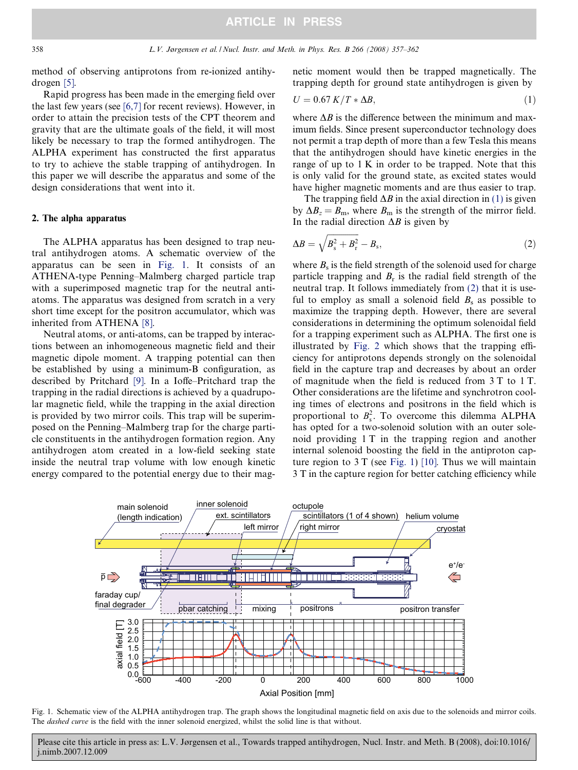method of observing antiprotons from re-ionized antihydrogen [5].

Rapid progress has been made in the emerging field over the last few years (see [6,7] for recent reviews). However, in order to attain the precision tests of the CPT theorem and gravity that are the ultimate goals of the field, it will most likely be necessary to trap the formed antihydrogen. The ALPHA experiment has constructed the first apparatus to try to achieve the stable trapping of antihydrogen. In this paper we will describe the apparatus and some of the design considerations that went into it.

## 2. The alpha apparatus

The ALPHA apparatus has been designed to trap neutral antihydrogen atoms. A schematic overview of the apparatus can be seen in Fig. 1. It consists of an ATHENA-type Penning–Malmberg charged particle trap with a superimposed magnetic trap for the neutral anti-atoms. The apparatus was designed from scratch in a very short time except for the positron accumulator, which was inherited from ATHENA [8].

Neutral atoms, or anti-atoms, can be trapped by interactions between an inhomogeneous magnetic field and their magnetic dipole moment. A trapping potential can then be established by using a minimum-B configuration, as described by Pritchard [9]. In a Ioffe–Pritchard trap the trapping in the radial directions is achieved by a quadrupolar magnetic field, while the trapping in the axial direction is provided by two mirror coils. This trap will be superimposed on the Penning–Malmberg trap for the charge particle constituents in the antihydrogen formation region. Any antihydrogen atom created in a low-field seeking state inside the neutral trap volume with low enough kinetic energy compared to the potential energy due to their magnetic moment would then be trapped magnetically. The trapping depth for ground state antihydrogen is given by

$$U = 0.67\ K/T * \Delta B, \tag{1}$$

where $\Delta B$ is the difference between the minimum and maximum fields. Since present superconductor technology does not permit a trap depth of more than a few Tesla this means that the antihydrogen should have kinetic energies in the range of up to 1 K in order to be trapped. Note that this is only valid for the ground state, as excited states would have higher magnetic moments and are thus easier to trap.

The trapping field $\Delta B$ in the axial direction in (1) is given by $\Delta B_z = B_m$, where $B_m$ is the strength of the mirror field. In the radial direction $\Delta B$ is given by

$$\Delta B = \sqrt{B_s^2 + B_r^2} - B_s, \tag{2}$$

where $B_s$ is the field strength of the solenoid used for charge particle trapping and $B_r$ is the radial field strength of the neutral trap. It follows immediately from (2) that it is useful to employ as small a solenoid field $B_s$ as possible to maximize the trapping depth. However, there are several considerations in determining the optimum solenoidal field for a trapping experiment such as ALPHA. The first one is illustrated by Fig. 2 which shows that the trapping efficiency for antiprotons depends strongly on the solenoidal field in the capture trap and decreases by about an order of magnitude when the field is reduced from 3 T to 1 T. Other considerations are the lifetime and synchrotron cooling times of electrons and positrons in the field which is proportional to $B_s^2$. To overcome this dilemma ALPHA has opted for a two-solenoid solution with an outer solenoid providing 1 T in the trapping region and another internal solenoid boosting the field in the antiproton capture region to 3 T (see Fig. 1) [10]. Thus we will maintain 3 T in the capture region for better catching efficiency while

Fig. 1. Schematic view of the ALPHA antihydrogen trap. The graph shows the longitudinal magnetic field on axis due to the solenoids and mirror coils. The *dashed curve* is the field with the inner solenoid energized, whilst the solid line is that without.

Please cite this article in press as: L.V. Jørgensen et al., Towards trapped antihydrogen, Nucl. Instr. and Meth. B (2008), doi:10.1016/j.nimb.2007.12.009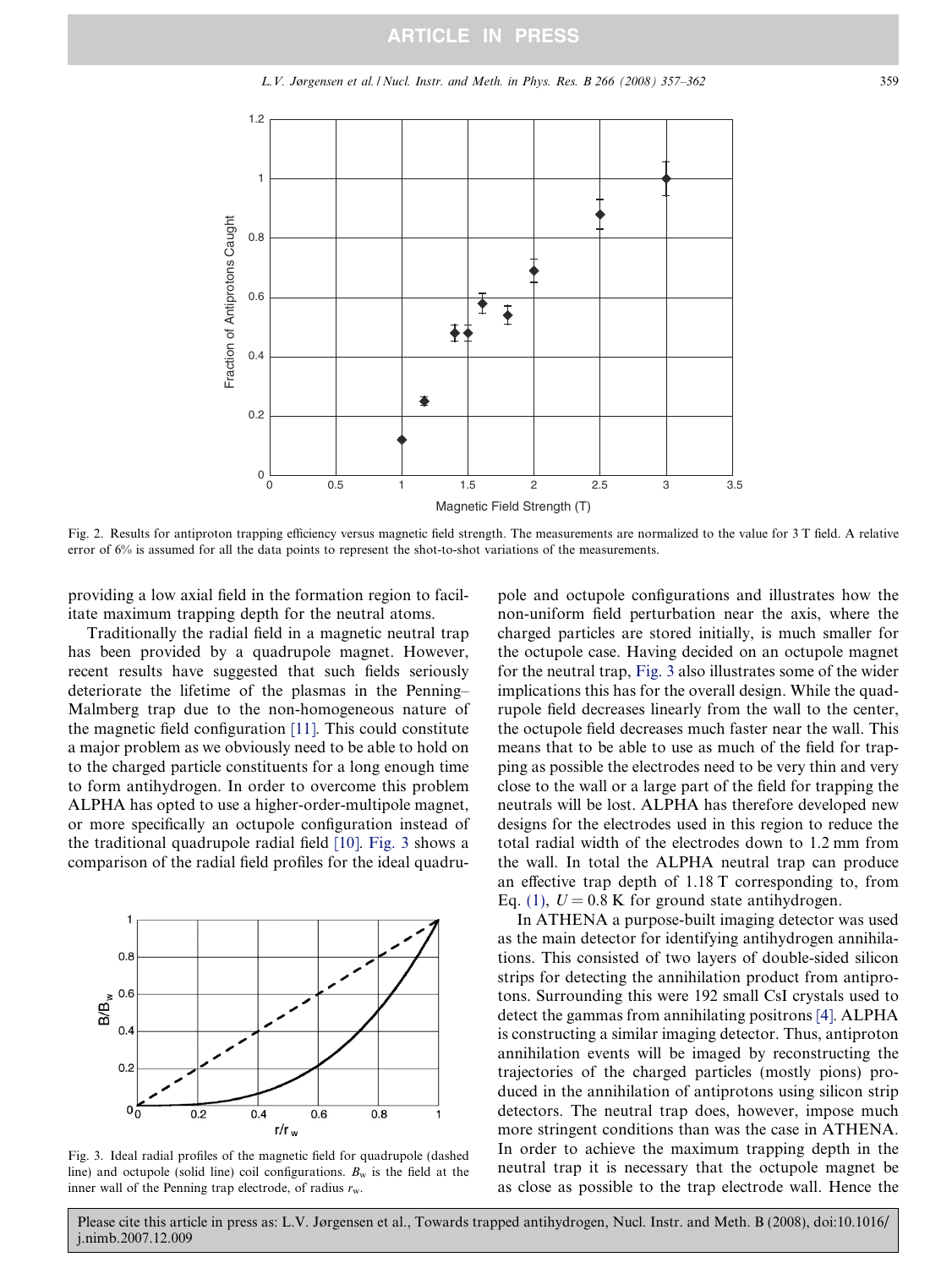Fig. 2. Results for antiproton trapping efficiency versus magnetic field strength. The measurements are normalized to the value for 3 T field. A relative error of 6% is assumed for all the data points to represent the shot-to-shot variations of the measurements.

providing a low axial field in the formation region to facilitate maximum trapping depth for the neutral atoms.

Traditionally the radial field in a magnetic neutral trap has been provided by a quadrupole magnet. However, recent results have suggested that such fields seriously deteriorate the lifetime of the plasmas in the Penning–Malmberg trap due to the non-homogeneous nature of the magnetic field configuration [11]. This could constitute a major problem as we obviously need to be able to hold on to the charged particle constituents for a long enough time to form antihydrogen. In order to overcome this problem ALPHA has opted to use a higher-order-multipole magnet, or more specifically an octupole configuration instead of the traditional quadrupole radial field [10]. Fig. 3 shows a comparison of the radial field profiles for the ideal quadrupole and octupole configurations and illustrates how the non-uniform field perturbation near the axis, where the charged particles are stored initially, is much smaller for the octupole case. Having decided on an octupole magnet for the neutral trap, Fig. 3 also illustrates some of the wider implications this has for the overall design. While the quadrupole field decreases linearly from the wall to the center, the octupole field decreases much faster near the wall. This means that to be able to use as much of the field for trapping as possible the electrodes need to be very thin and very close to the wall or a large part of the field for trapping the neutrals will be lost. ALPHA has therefore developed new designs for the electrodes used in this region to reduce the total radial width of the electrodes down to 1.2 mm from the wall. In total the ALPHA neutral trap can produce an effective trap depth of 1.18 T corresponding to, from Eq. (1), $U = 0.8$ K for ground state antihydrogen.

Fig. 3. Ideal radial profiles of the magnetic field for quadrupole (dashed line) and octupole (solid line) coil configurations. $B_w$ is the field at the inner wall of the Penning trap electrode, of radius $r_w$.

In ATHENA a purpose-built imaging detector was used as the main detector for identifying antihydrogen annihilations. This consisted of two layers of double-sided silicon strips for detecting the annihilation product from antiprotons. Surrounding this were 192 small CsI crystals used to detect the gammas from annihilating positrons [4]. ALPHA is constructing a similar imaging detector. Thus, antiproton annihilation events will be imaged by reconstructing the trajectories of the charged particles (mostly pions) produced in the annihilation of antiprotons using silicon strip detectors. The neutral trap does, however, impose much more stringent conditions than was the case in ATHENA. In order to achieve the maximum trapping depth in the neutral trap it is necessary that the octupole magnet be as close as possible to the trap electrode wall. Hence the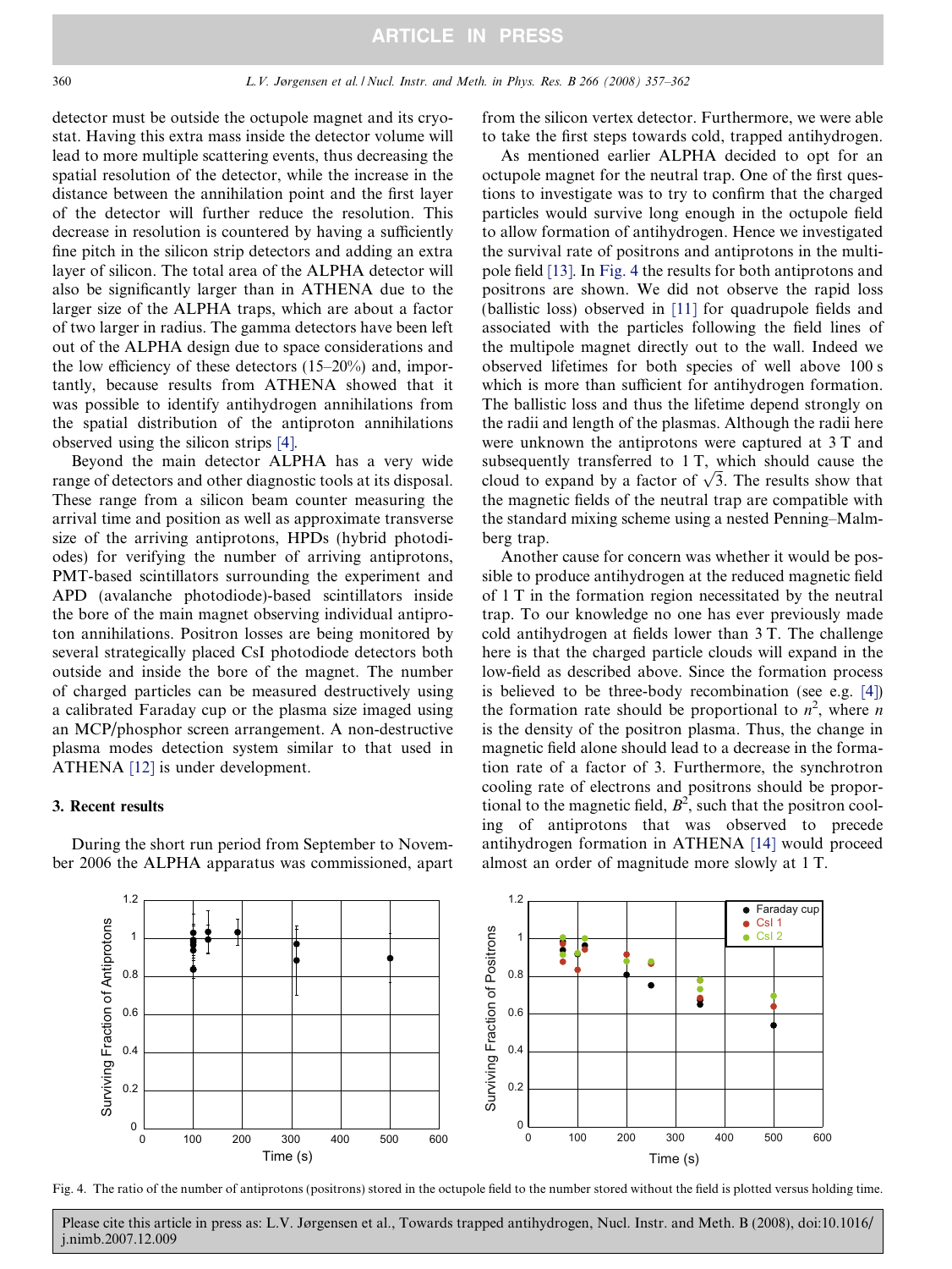detector must be outside the octupole magnet and its cryostat. Having this extra mass inside the detector volume will lead to more multiple scattering events, thus decreasing the spatial resolution of the detector, while the increase in the distance between the annihilation point and the first layer of the detector will further reduce the resolution. This decrease in resolution is countered by having a sufficiently fine pitch in the silicon strip detectors and adding an extra layer of silicon. The total area of the ALPHA detector will also be significantly larger than in ATHENA due to the larger size of the ALPHA traps, which are about a factor of two larger in radius. The gamma detectors have been left out of the ALPHA design due to space considerations and the low efficiency of these detectors (15–20%) and, importantly, because results from ATHENA showed that it was possible to identify antihydrogen annihilations from the spatial distribution of the antiproton annihilations observed using the silicon strips [4].

Beyond the main detector ALPHA has a very wide range of detectors and other diagnostic tools at its disposal. These range from a silicon beam counter measuring the arrival time and position as well as approximate transverse size of the arriving antiprotons, HPDs (hybrid photodiodes) for verifying the number of arriving antiprotons, PMT-based scintillators surrounding the experiment and APD (avalanche photodiode)-based scintillators inside the bore of the main magnet observing individual antiproton annihilations. Positron losses are being monitored by several strategically placed CsI photodiode detectors both outside and inside the bore of the magnet. The number of charged particles can be measured destructively using a calibrated Faraday cup or the plasma size imaged using an MCP/phosphor screen arrangement. A non-destructive plasma modes detection system similar to that used in ATHENA [12] is under development.

## 3. Recent results

During the short run period from September to November 2006 the ALPHA apparatus was commissioned, apart from the silicon vertex detector. Furthermore, we were able to take the first steps towards cold, trapped antihydrogen.

As mentioned earlier ALPHA decided to opt for an octupole magnet for the neutral trap. One of the first questions to investigate was to try to confirm that the charged particles would survive long enough in the octupole field to allow formation of antihydrogen. Hence we investigated the survival rate of positrons and antiprotons in the multipole field [13]. In Fig. 4 the results for both antiprotons and positrons are shown. We did not observe the rapid loss (ballistic loss) observed in [11] for quadrupole fields and associated with the particles following the field lines of the multipole magnet directly out to the wall. Indeed we observed lifetimes for both species of well above 100 s which is more than sufficient for antihydrogen formation. The ballistic loss and thus the lifetime depend strongly on the radii and length of the plasmas. Although the radii here were unknown the antiprotons were captured at 3 T and subsequently transferred to 1 T, which should cause the cloud to expand by a factor of $\sqrt{3}$. The results show that the magnetic fields of the neutral trap are compatible with the standard mixing scheme using a nested Penning–Malmberg trap.

Another cause for concern was whether it would be possible to produce antihydrogen at the reduced magnetic field of 1 T in the formation region necessitated by the neutral trap. To our knowledge no one has ever previously made cold antihydrogen at fields lower than 3 T. The challenge here is that the charged particle clouds will expand in the low-field as described above. Since the formation process is believed to be three-body recombination (see e.g. [4]) the formation rate should be proportional to $n^2$, where $n$ is the density of the positron plasma. Thus, the change in magnetic field alone should lead to a decrease in the formation rate of a factor of 3. Furthermore, the synchrotron cooling rate of electrons and positrons should be proportional to the magnetic field, $B^2$, such that the positron cooling of antiprotons that was observed to precede antihydrogen formation in ATHENA [14] would proceed almost an order of magnitude more slowly at 1 T.

Surviving Fraction of Antiprotons
Time (s)
0 0.2 0.4 0.6 0.8 1 1.2
0 100 200 300 400 500 600

Surviving Fraction of Positrons
Time (s)
Faraday cup
CsI 1
CsI 2
0 0.2 0.4 0.6 0.8 1 1.2
0 100 200 300 400 500 600

Fig. 4. The ratio of the number of antiprotons (positrons) stored in the octupole field to the number stored without the field is plotted versus holding time.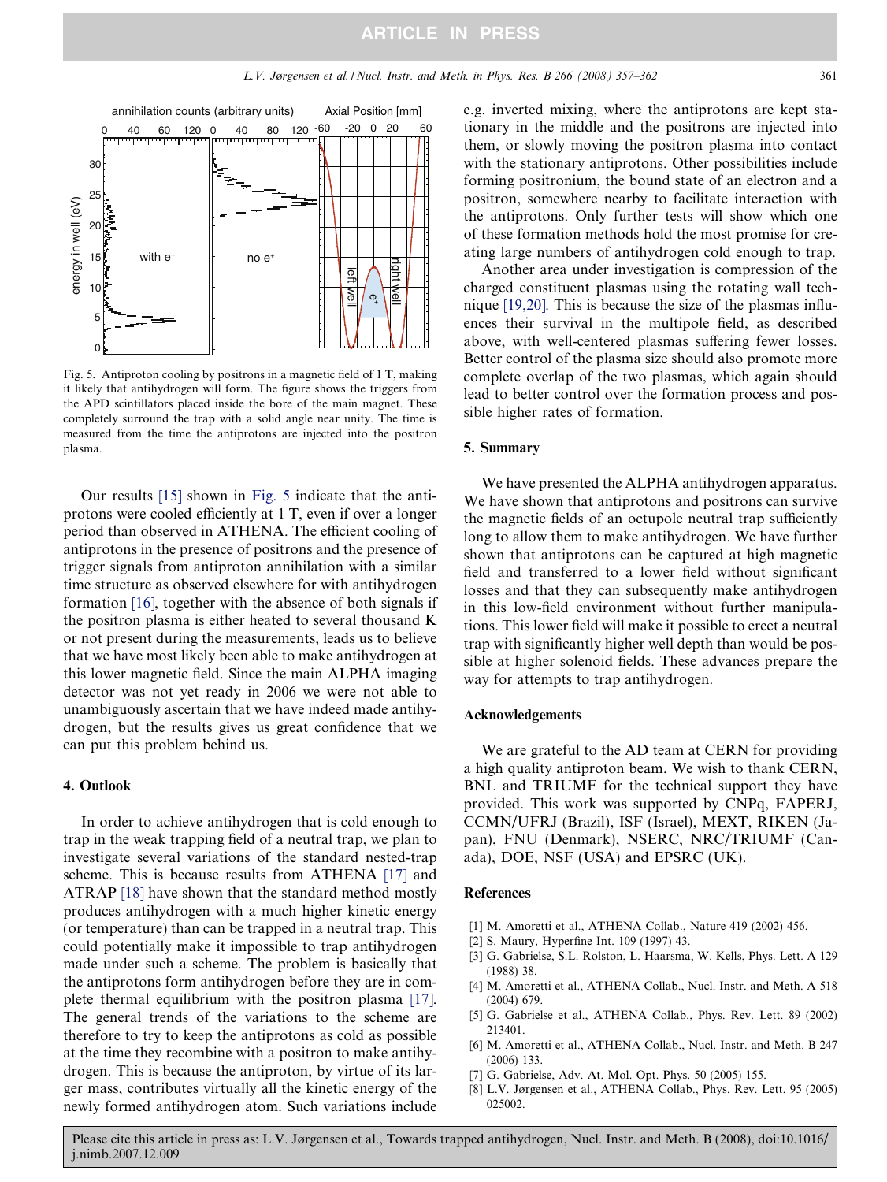Fig. 5. Antiproton cooling by positrons in a magnetic field of 1 T, making it likely that antihydrogen will form. The figure shows the triggers from the APD scintillators placed inside the bore of the main magnet. These completely surround the trap with a solid angle near unity. The time is measured from the time the antiprotons are injected into the positron plasma.

Our results [15] shown in Fig. 5 indicate that the antiprotons were cooled efficiently at 1 T, even if over a longer period than observed in ATHENA. The efficient cooling of antiprotons in the presence of positrons and the presence of trigger signals from antiproton annihilation with a similar time structure as observed elsewhere for with antihydrogen formation [16], together with the absence of both signals if the positron plasma is either heated to several thousand K or not present during the measurements, leads us to believe that we have most likely been able to make antihydrogen at this lower magnetic field. Since the main ALPHA imaging detector was not yet ready in 2006 we were not able to unambiguously ascertain that we have indeed made antihydrogen, but the results gives us great confidence that we can put this problem behind us.

## 4. Outlook

In order to achieve antihydrogen that is cold enough to trap in the weak trapping field of a neutral trap, we plan to investigate several variations of the standard nested-trap scheme. This is because results from ATHENA [17] and ATRAP [18] have shown that the standard method mostly produces antihydrogen with a much higher kinetic energy (or temperature) than can be trapped in a neutral trap. This could potentially make it impossible to trap antihydrogen made under such a scheme. The problem is basically that the antiprotons form antihydrogen before they are in complete thermal equilibrium with the positron plasma [17]. The general trends of the variations to the scheme are therefore to try to keep the antiprotons as cold as possible at the time they recombine with a positron to make antihydrogen. This is because the antiproton, by virtue of its larger mass, contributes virtually all the kinetic energy of the newly formed antihydrogen atom. Such variations include e.g. inverted mixing, where the antiprotons are kept stationary in the middle and the positrons are injected into them, or slowly moving the positron plasma into contact with the stationary antiprotons. Other possibilities include forming positronium, the bound state of an electron and a positron, somewhere nearby to facilitate interaction with the antiprotons. Only further tests will show which one of these formation methods hold the most promise for creating large numbers of antihydrogen cold enough to trap.

Another area under investigation is compression of the charged constituent plasmas using the rotating wall technique [19,20]. This is because the size of the plasmas influences their survival in the multipole field, as described above, with well-centered plasmas suffering fewer losses. Better control of the plasma size should also promote more complete overlap of the two plasmas, which again should lead to better control over the formation process and possible higher rates of formation.

## 5. Summary

We have presented the ALPHA antihydrogen apparatus. We have shown that antiprotons and positrons can survive the magnetic fields of an octupole neutral trap sufficiently long to allow them to make antihydrogen. We have further shown that antiprotons can be captured at high magnetic field and transferred to a lower field without significant losses and that they can subsequently make antihydrogen in this low-field environment without further manipulations. This lower field will make it possible to erect a neutral trap with significantly higher well depth than would be possible at higher solenoid fields. These advances prepare the way for attempts to trap antihydrogen.

## Acknowledgements

We are grateful to the AD team at CERN for providing a high quality antiproton beam. We wish to thank CERN, BNL and TRIUMF for the technical support they have provided. This work was supported by CNPq, FAPERJ, CCMN/UFRJ (Brazil), ISF (Israel), MEXT, RIKEN (Japan), FNU (Denmark), NSERC, NRC/TRIUMF (Canada), DOE, NSF (USA) and EPSRC (UK).

## References

[1] M. Amoretti et al., ATHENA Collab., Nature 419 (2002) 456.
[2] S. Maury, Hyperfine Int. 109 (1997) 43.
[3] G. Gabrielse, S.L. Rolston, L. Haarsma, W. Kells, Phys. Lett. A 129 (1988) 38.
[4] M. Amoretti et al., ATHENA Collab., Nucl. Instr. and Meth. A 518 (2004) 679.
[5] G. Gabrielse et al., ATHENA Collab., Phys. Rev. Lett. 89 (2002) 213401.
[6] M. Amoretti et al., ATHENA Collab., Nucl. Instr. and Meth. B 247 (2006) 133.
[7] G. Gabrielse, Adv. At. Mol. Opt. Phys. 50 (2005) 155.
[8] L.V. Jørgensen et al., ATHENA Collab., Phys. Rev. Lett. 95 (2005) 025002.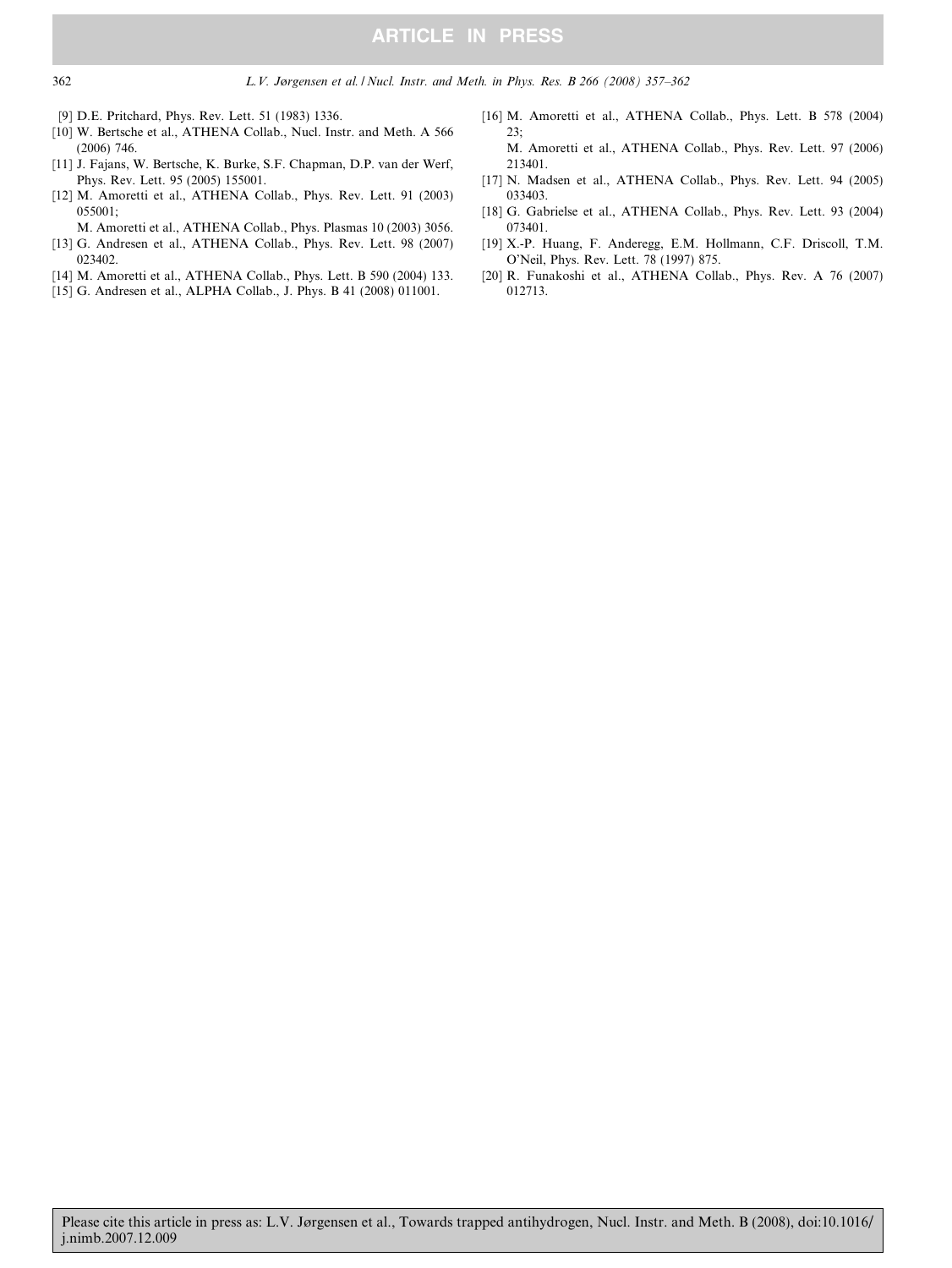[9] D.E. Pritchard, Phys. Rev. Lett. 51 (1983) 1336.

[10] W. Bertsche et al., ATHENA Collab., Nucl. Instr. and Meth. A 566 (2006) 746.

[11] J. Fajans, W. Bertsche, K. Burke, S.F. Chapman, D.P. van der Werf, Phys. Rev. Lett. 95 (2005) 155001.

[12] M. Amoretti et al., ATHENA Collab., Phys. Rev. Lett. 91 (2003) 055001;
M. Amoretti et al., ATHENA Collab., Phys. Plasmas 10 (2003) 3056.

[13] G. Andresen et al., ATHENA Collab., Phys. Rev. Lett. 98 (2007) 023402.

[14] M. Amoretti et al., ATHENA Collab., Phys. Lett. B 590 (2004) 133.

[15] G. Andresen et al., ALPHA Collab., J. Phys. B 41 (2008) 011001.

[16] M. Amoretti et al., ATHENA Collab., Phys. Lett. B 578 (2004) 23;
M. Amoretti et al., ATHENA Collab., Phys. Rev. Lett. 97 (2006) 213401.

[17] N. Madsen et al., ATHENA Collab., Phys. Rev. Lett. 94 (2005) 033403.

[18] G. Gabrielse et al., ATHENA Collab., Phys. Rev. Lett. 93 (2004) 073401.

[19] X.-P. Huang, F. Anderegg, E.M. Hollmann, C.F. Driscoll, T.M. O'Neil, Phys. Rev. Lett. 78 (1997) 875.

[20] R. Funakoshi et al., ATHENA Collab., Phys. Rev. A 76 (2007) 012713.